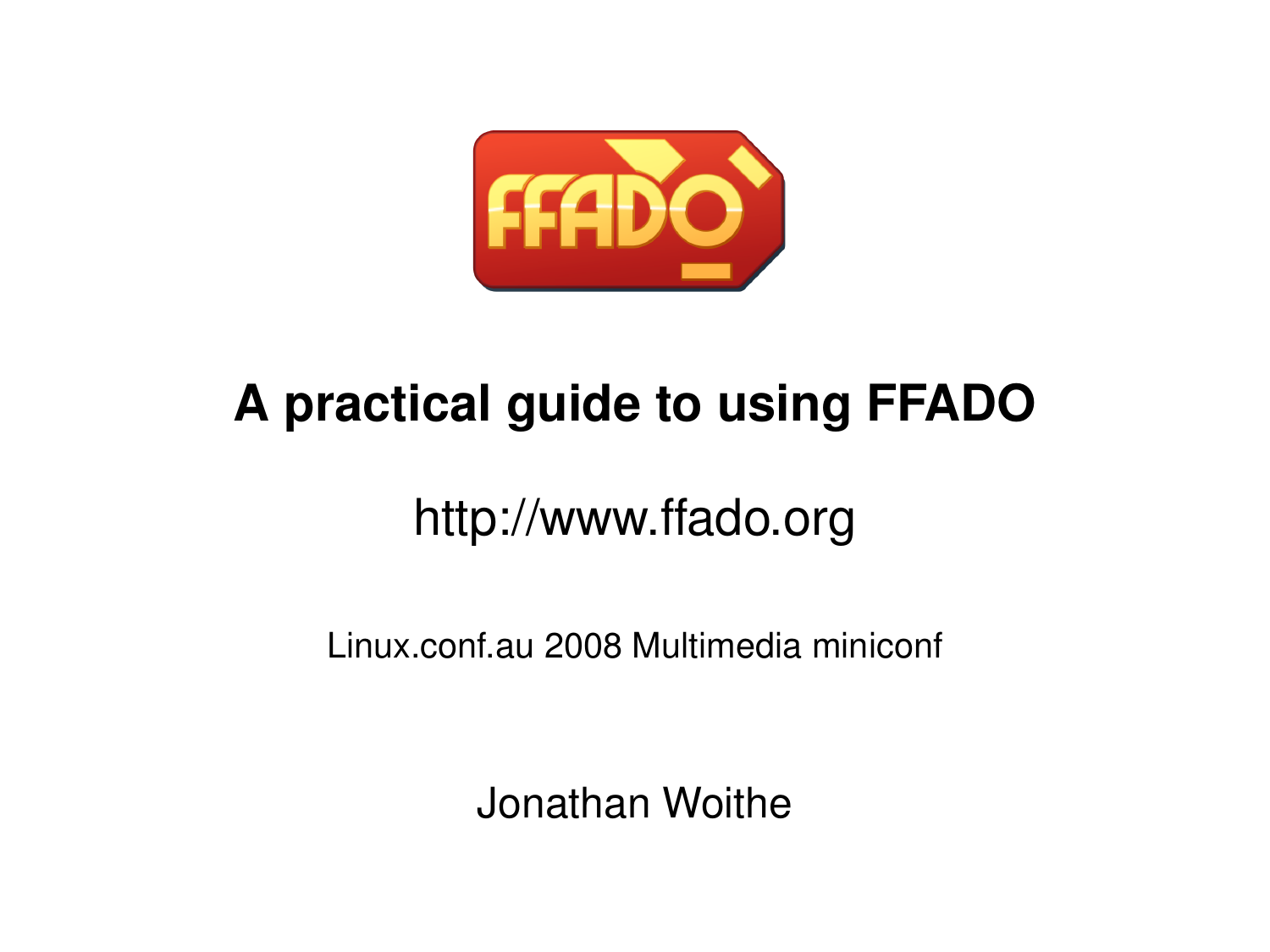# A practical guide to using FFADO

http://www.ffado.org

Linux.conf.au 2008 Multimedia miniconf

Jonathan Woithe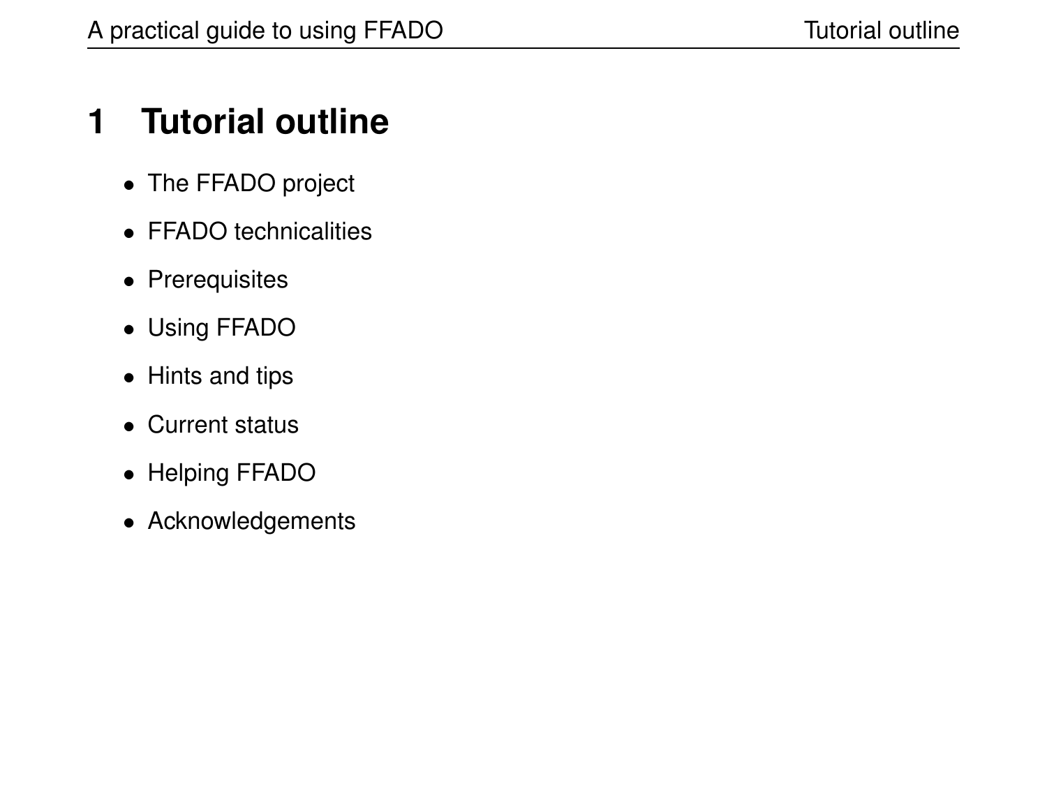# 1 Tutorial outline

- The FFADO project
- FFADO technicalities
- Prerequisites
- Using FFADO
- Hints and tips
- Current status
- Helping FFADO
- Acknowledgements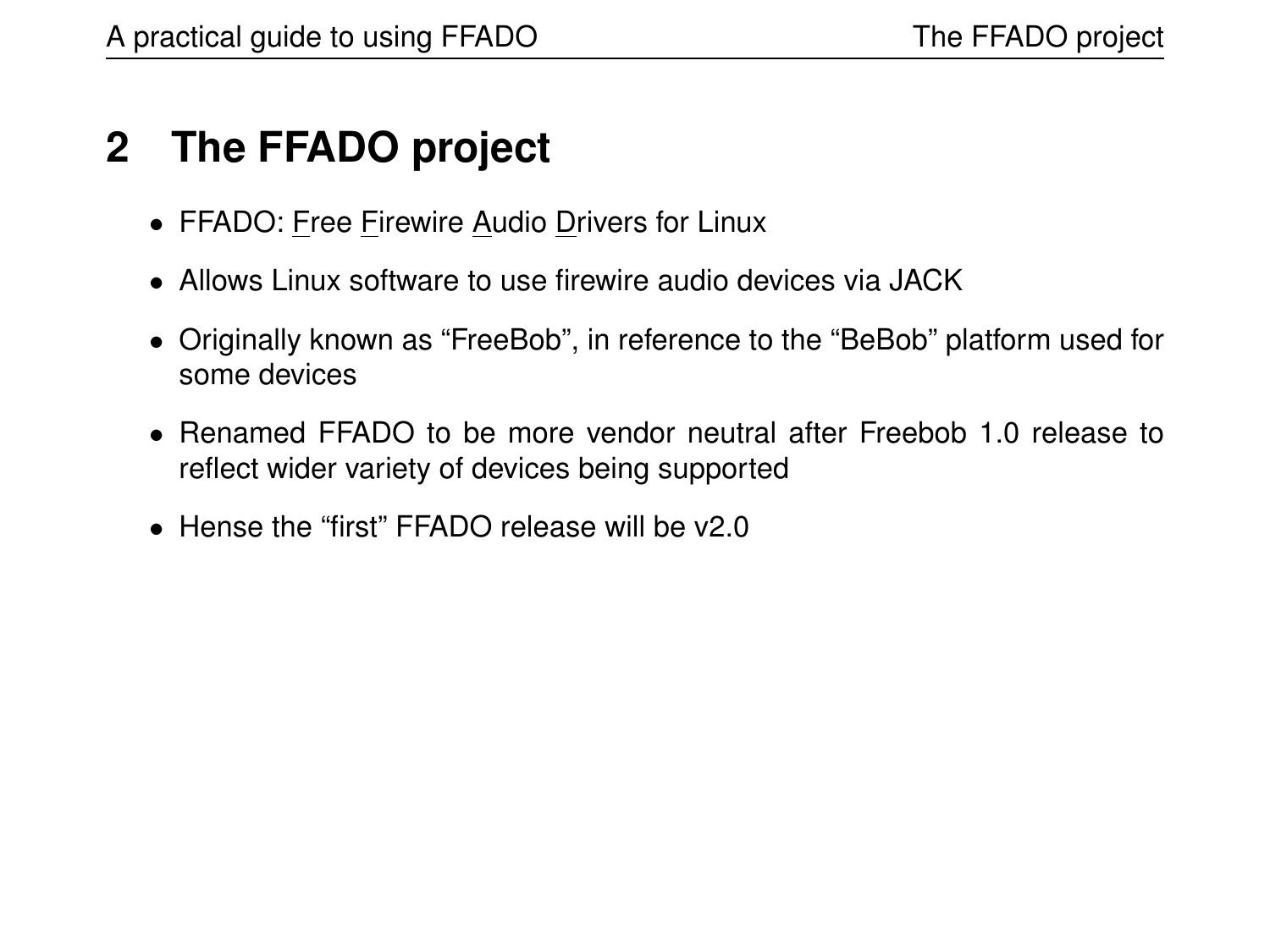## 2 The FFADO project

- FFADO: Free Firewire Audio Drivers for Linux
- Allows Linux software to use firewire audio devices via JACK
- Originally known as “FreeBob”, in reference to the “BeBob” platform used for some devices
- Renamed FFADO to be more vendor neutral after Freebob 1.0 release to reflect wider variety of devices being supported
- Hense the “first” FFADO release will be v2.0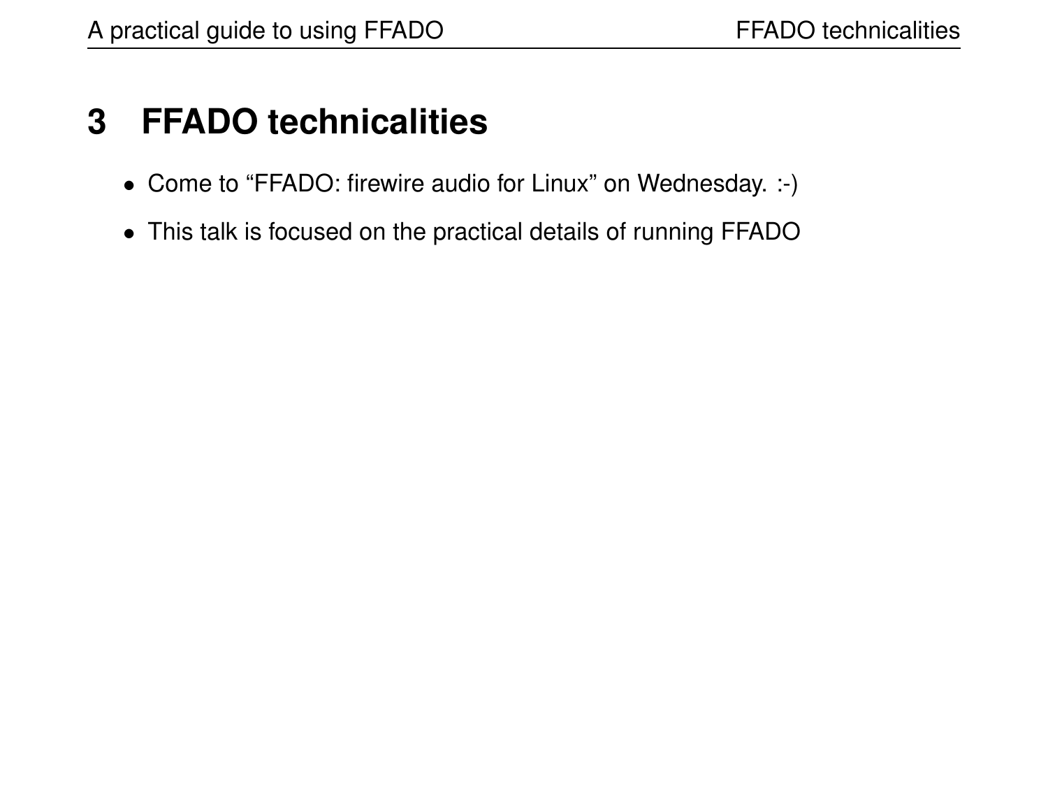# 3 FFADO technicalities

- Come to “FFADO: firewire audio for Linux” on Wednesday. :-)
- This talk is focused on the practical details of running FFADO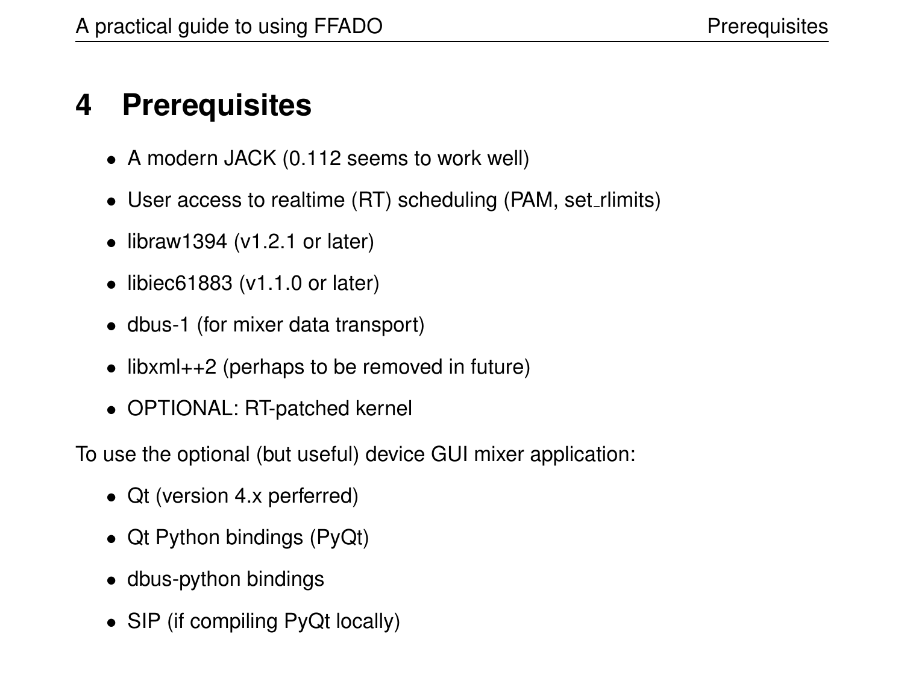# 4 Prerequisites

- A modern JACK (0.112 seems to work well)
- User access to realtime (RT) scheduling (PAM, set_rlimits)
- libraw1394 (v1.2.1 or later)
- libiec61883 (v1.1.0 or later)
- dbus-1 (for mixer data transport)
- libxml++2 (perhaps to be removed in future)
- OPTIONAL: RT-patched kernel

To use the optional (but useful) device GUI mixer application:

- Qt (version 4.x perferred)
- Qt Python bindings (PyQt)
- dbus-python bindings
- SIP (if compiling PyQt locally)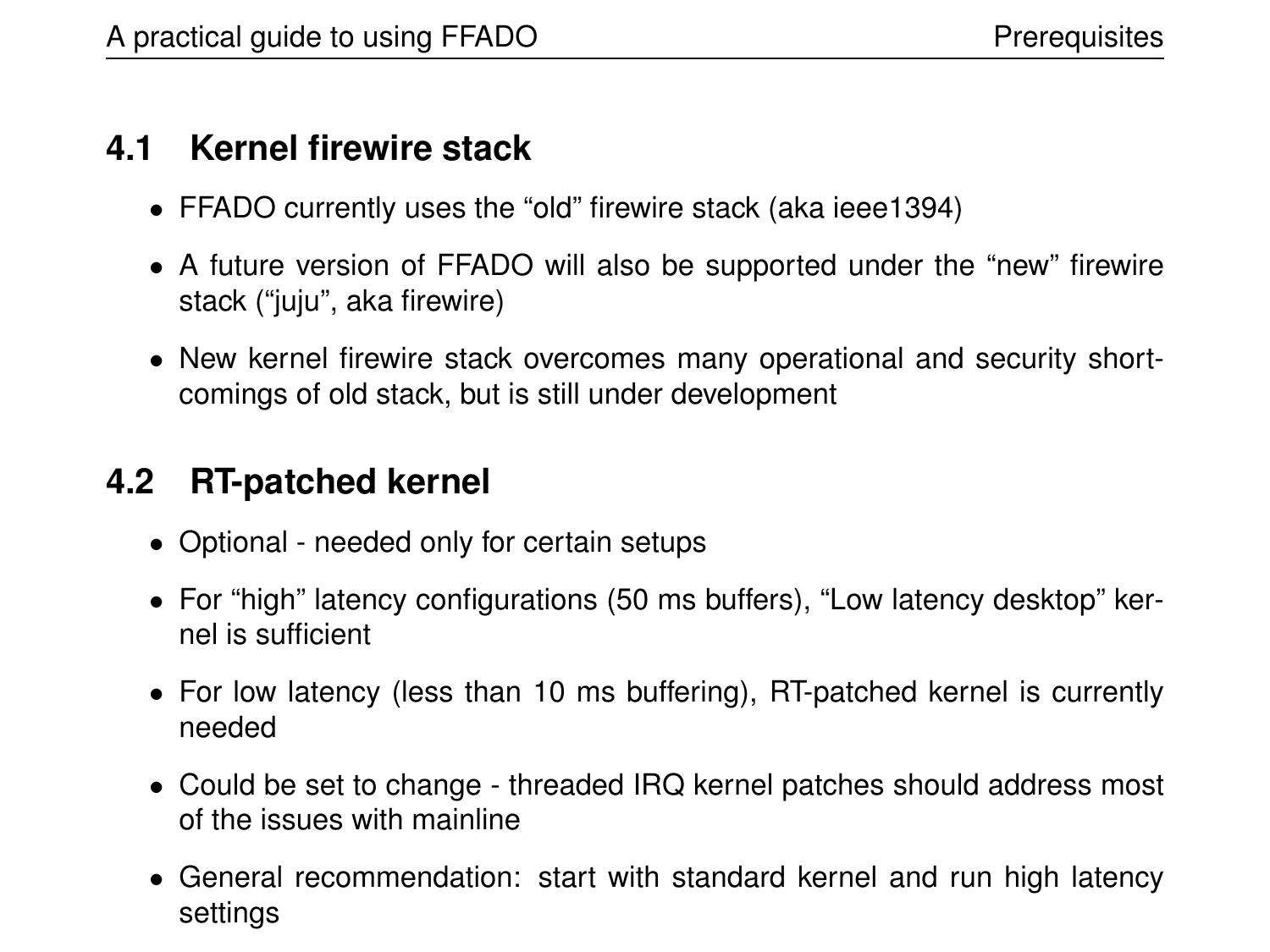## 4.1 Kernel firewire stack

- FFADO currently uses the “old” firewire stack (aka ieee1394)
- A future version of FFADO will also be supported under the “new” firewire stack (“juju”, aka firewire)
- New kernel firewire stack overcomes many operational and security shortcomings of old stack, but is still under development

## 4.2 RT-patched kernel

- Optional - needed only for certain setups
- For “high” latency configurations (50 ms buffers), “Low latency desktop” kernel is sufficient
- For low latency (less than 10 ms buffering), RT-patched kernel is currently needed
- Could be set to change - threaded IRQ kernel patches should address most of the issues with mainline
- General recommendation: start with standard kernel and run high latency settings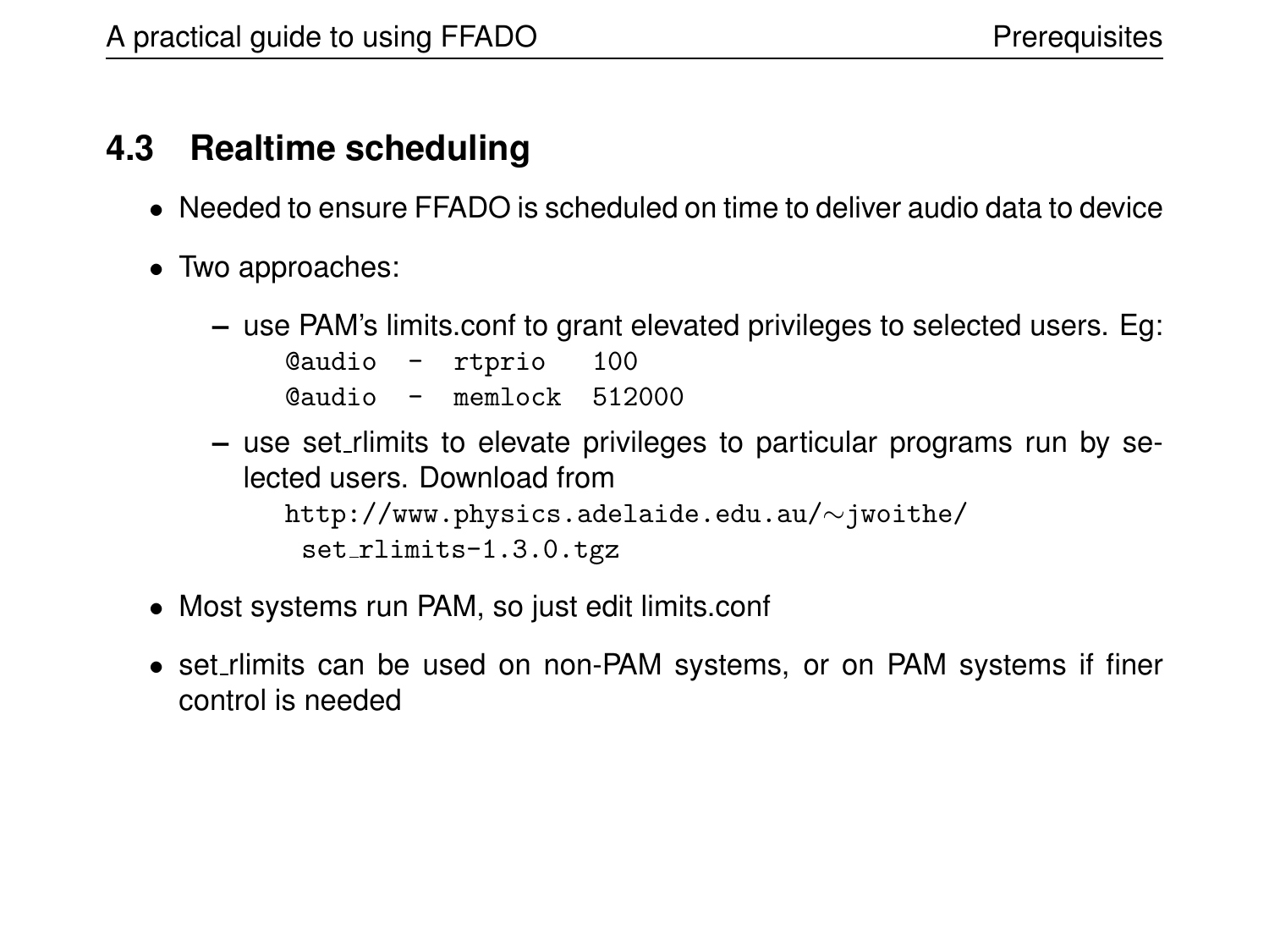## 4.3 Realtime scheduling

- Needed to ensure FFADO is scheduled on time to deliver audio data to device
- Two approaches:
  - use PAM's limits.conf to grant elevated privileges to selected users. Eg:

    ```
    @audio  -  rtprio   100
    @audio  -  memlock  512000
    ```

  - use set_rlimits to elevate privileges to particular programs run by selected users. Download from

    ```
    http://www.physics.adelaide.edu.au/~jwoithe/
     set_rlimits-1.3.0.tgz
    ```

- Most systems run PAM, so just edit limits.conf
- set_rlimits can be used on non-PAM systems, or on PAM systems if finer control is needed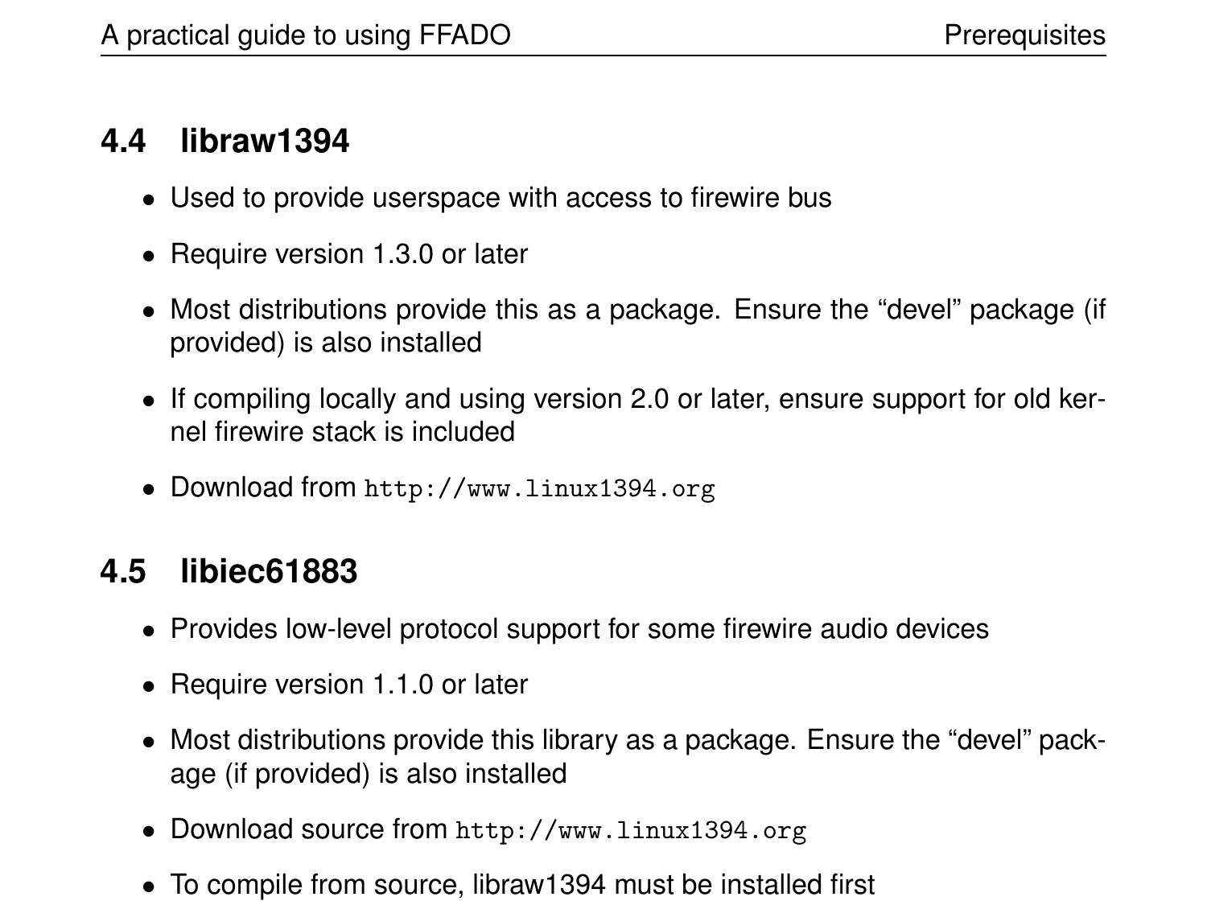## 4.4 libraw1394

- Used to provide userspace with access to firewire bus
- Require version 1.3.0 or later
- Most distributions provide this as a package. Ensure the "devel" package (if provided) is also installed
- If compiling locally and using version 2.0 or later, ensure support for old kernel firewire stack is included
- Download from `http://www.linux1394.org`

## 4.5 libiec61883

- Provides low-level protocol support for some firewire audio devices
- Require version 1.1.0 or later
- Most distributions provide this library as a package. Ensure the "devel" package (if provided) is also installed
- Download source from `http://www.linux1394.org`
- To compile from source, libraw1394 must be installed first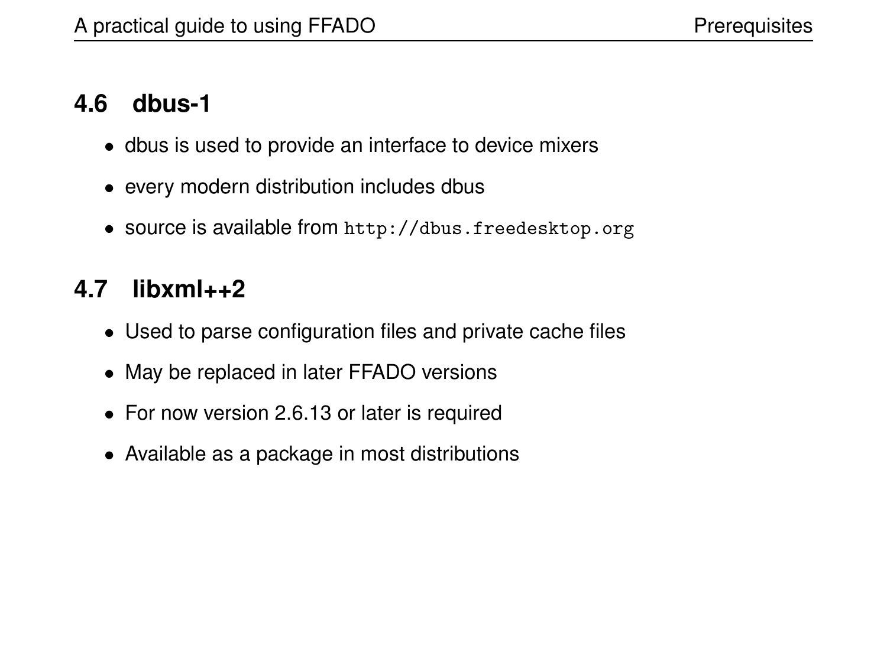## 4.6 dbus-1

- dbus is used to provide an interface to device mixers
- every modern distribution includes dbus
- source is available from `http://dbus.freedesktop.org`

## 4.7 libxml++2

- Used to parse configuration files and private cache files
- May be replaced in later FFADO versions
- For now version 2.6.13 or later is required
- Available as a package in most distributions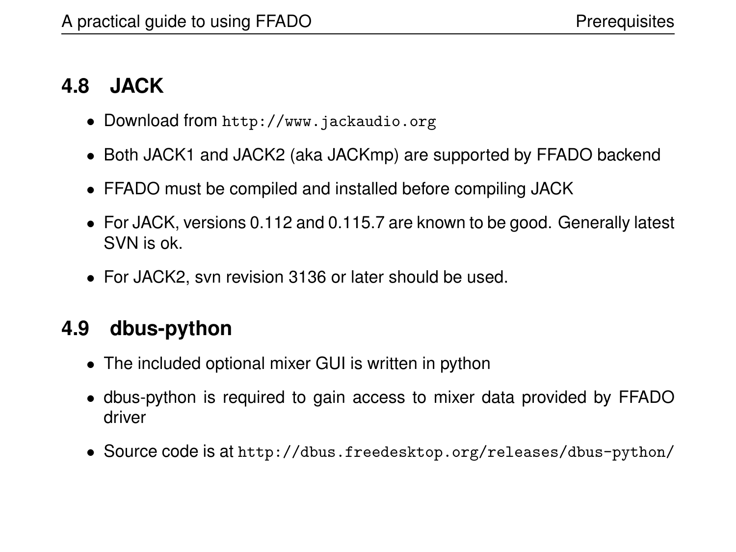## 4.8 JACK

- Download from `http://www.jackaudio.org`
- Both JACK1 and JACK2 (aka JACKmp) are supported by FFADO backend
- FFADO must be compiled and installed before compiling JACK
- For JACK, versions 0.112 and 0.115.7 are known to be good. Generally latest SVN is ok.
- For JACK2, svn revision 3136 or later should be used.

## 4.9 dbus-python

- The included optional mixer GUI is written in python
- dbus-python is required to gain access to mixer data provided by FFADO driver
- Source code is at `http://dbus.freedesktop.org/releases/dbus-python/`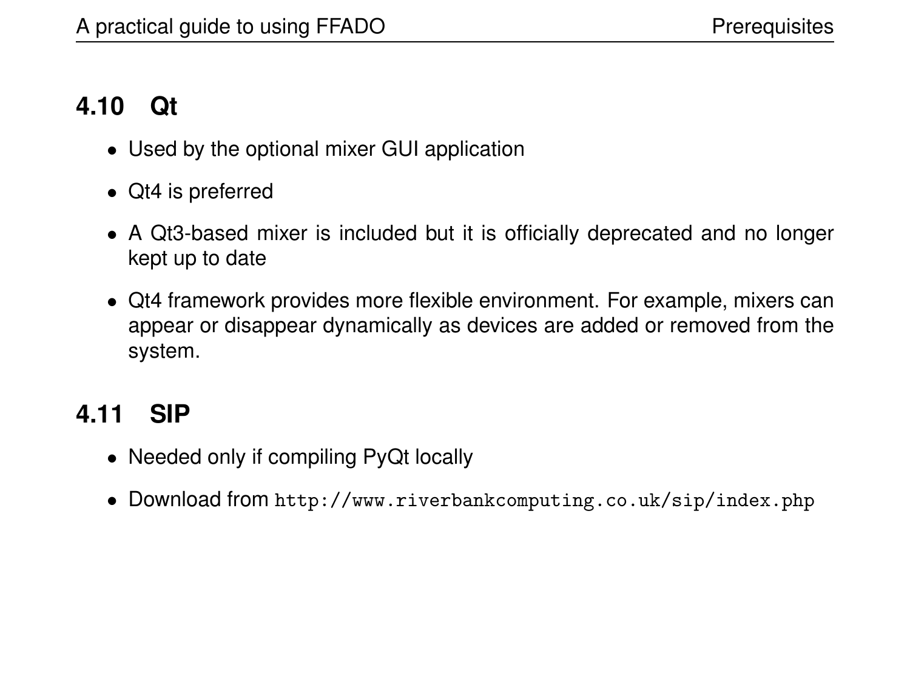## 4.10 Qt

- Used by the optional mixer GUI application
- Qt4 is preferred
- A Qt3-based mixer is included but it is officially deprecated and no longer kept up to date
- Qt4 framework provides more flexible environment. For example, mixers can appear or disappear dynamically as devices are added or removed from the system.

## 4.11 SIP

- Needed only if compiling PyQt locally
- Download from `http://www.riverbankcomputing.co.uk/sip/index.php`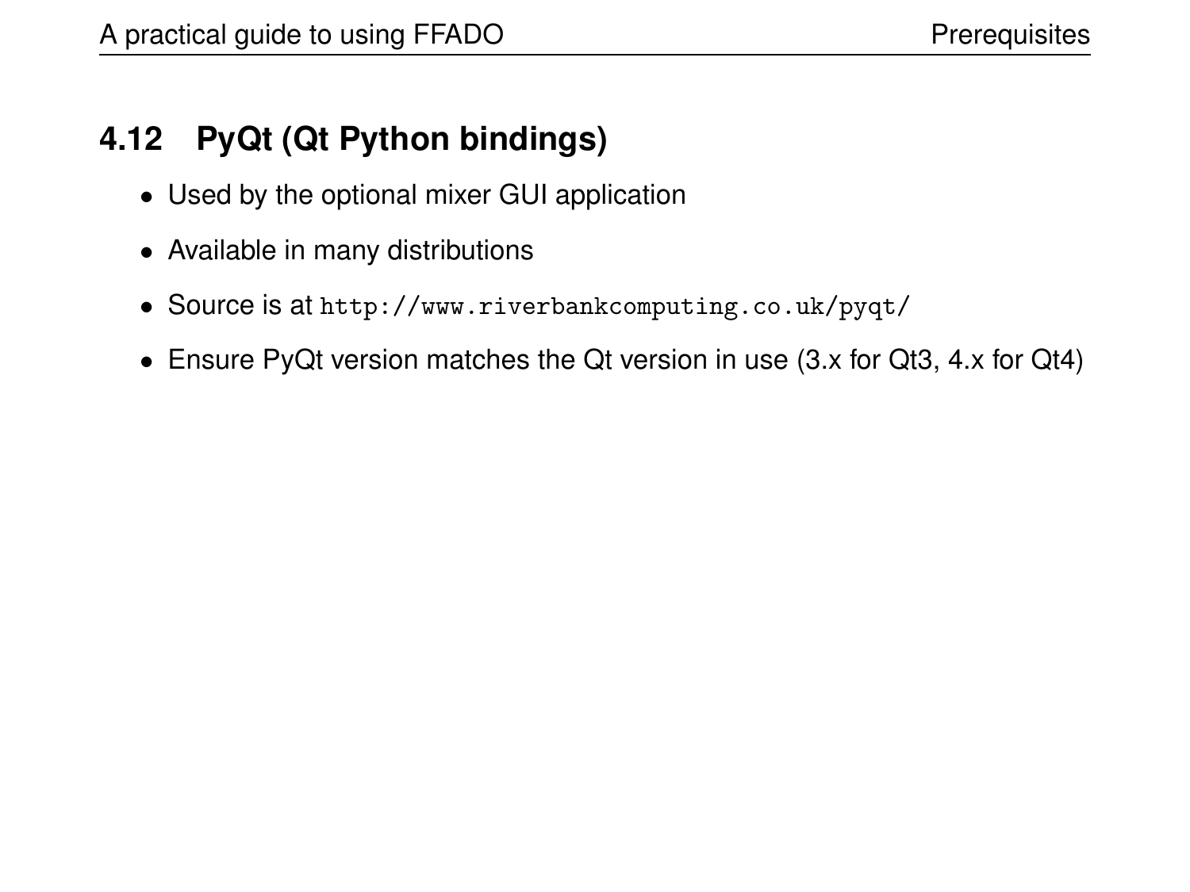## 4.12 PyQt (Qt Python bindings)

- Used by the optional mixer GUI application
- Available in many distributions
- Source is at `http://www.riverbankcomputing.co.uk/pyqt/`
- Ensure PyQt version matches the Qt version in use (3.x for Qt3, 4.x for Qt4)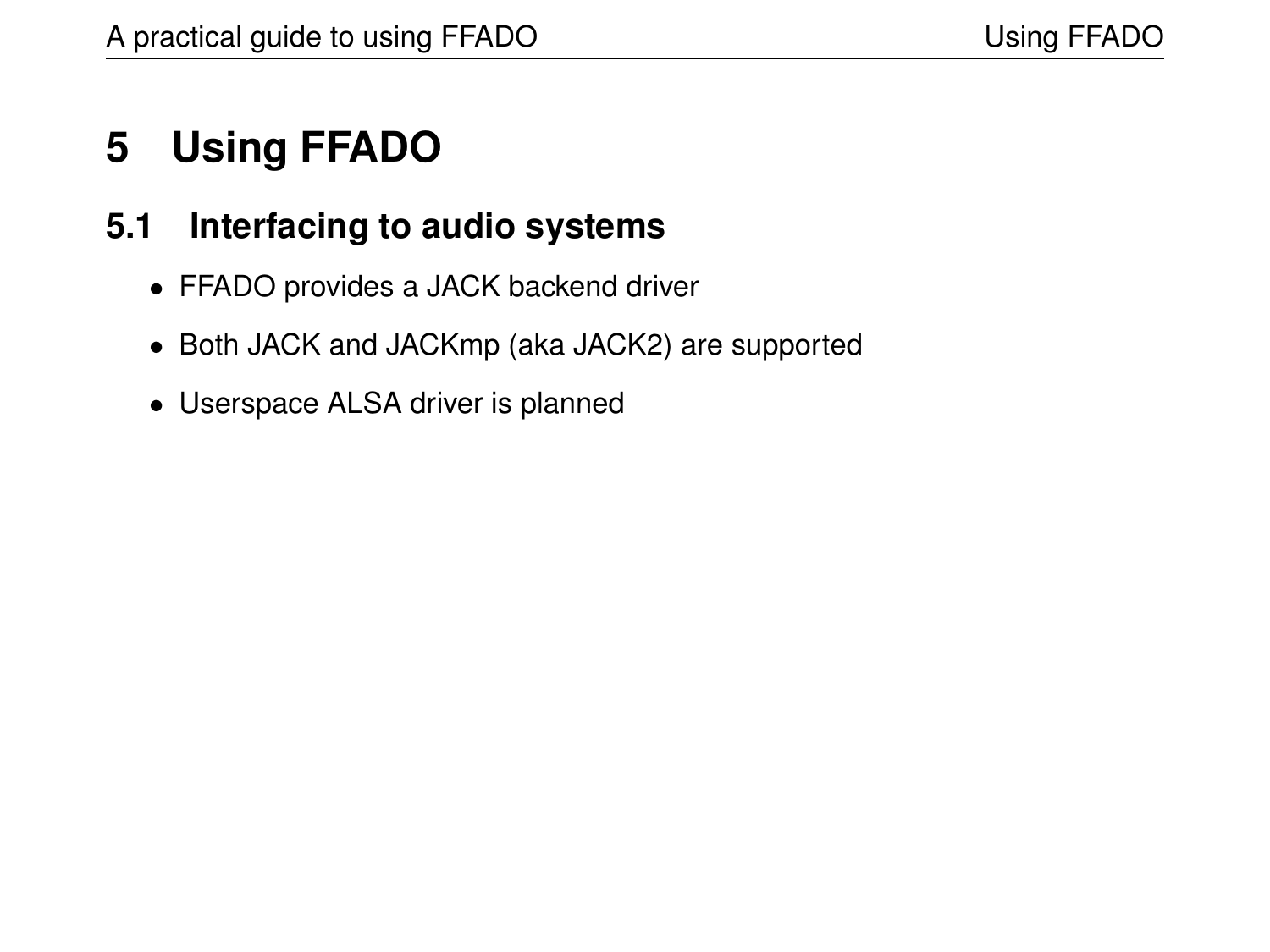# 5 Using FFADO

## 5.1 Interfacing to audio systems

- FFADO provides a JACK backend driver
- Both JACK and JACKmp (aka JACK2) are supported
- Userspace ALSA driver is planned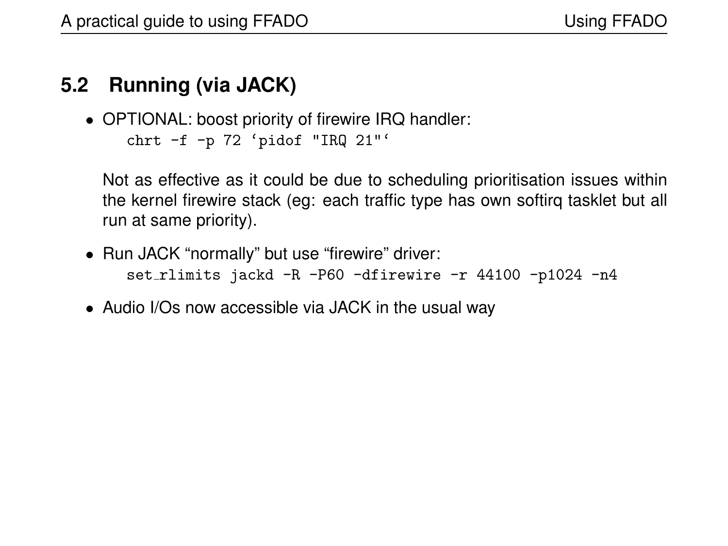## 5.2 Running (via JACK)

- OPTIONAL: boost priority of firewire IRQ handler:

  ```
  chrt -f -p 72 `pidof "IRQ 21"`
  ```

  Not as effective as it could be due to scheduling prioritisation issues within the kernel firewire stack (eg: each traffic type has own softirq tasklet but all run at same priority).

- Run JACK "normally" but use "firewire" driver:

  ```
  set_rlimits jackd -R -P60 -dfirewire -r 44100 -p1024 -n4
  ```

- Audio I/Os now accessible via JACK in the usual way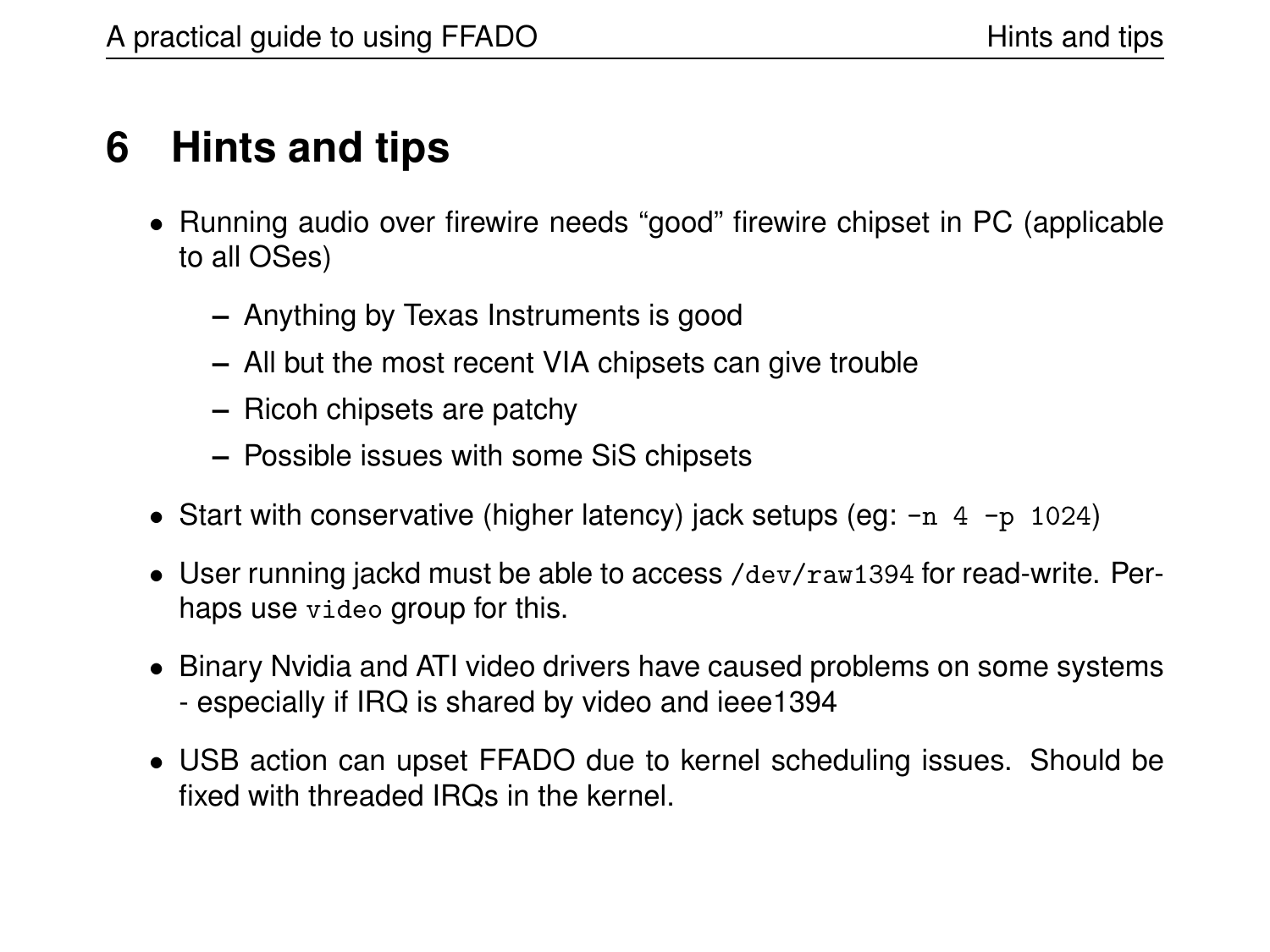# 6 Hints and tips

- Running audio over firewire needs "good" firewire chipset in PC (applicable to all OSes)
  - Anything by Texas Instruments is good
  - All but the most recent VIA chipsets can give trouble
  - Ricoh chipsets are patchy
  - Possible issues with some SiS chipsets
- Start with conservative (higher latency) jack setups (eg: `-n 4 -p 1024`)
- User running jackd must be able to access `/dev/raw1394` for read-write. Perhaps use `video` group for this.
- Binary Nvidia and ATI video drivers have caused problems on some systems - especially if IRQ is shared by video and ieee1394
- USB action can upset FFADO due to kernel scheduling issues. Should be fixed with threaded IRQs in the kernel.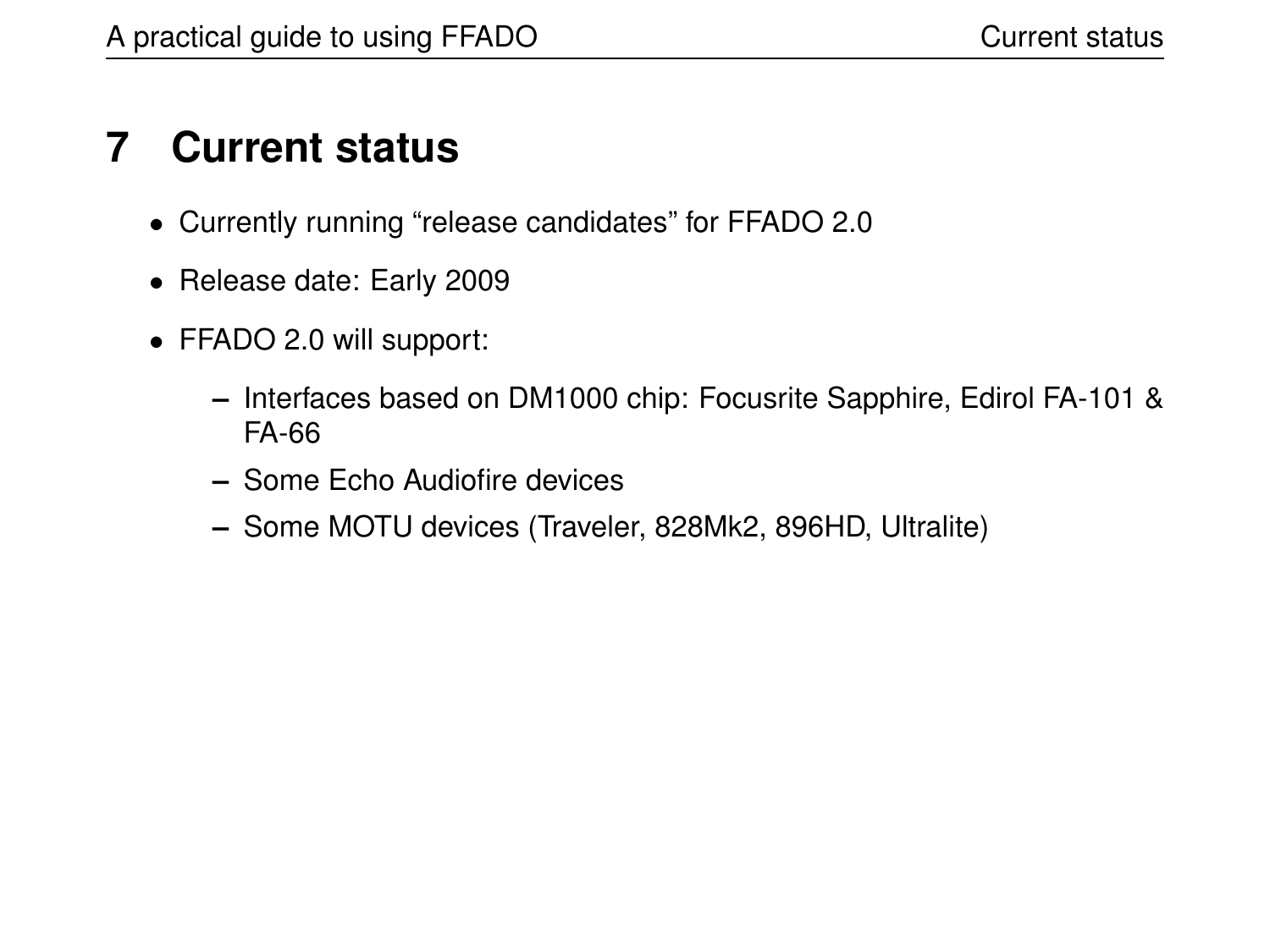# 7 Current status

- Currently running “release candidates” for FFADO 2.0
- Release date: Early 2009
- FFADO 2.0 will support:
  - Interfaces based on DM1000 chip: Focusrite Sapphire, Edirol FA-101 & FA-66
  - Some Echo Audiofire devices
  - Some MOTU devices (Traveler, 828Mk2, 896HD, Ultralite)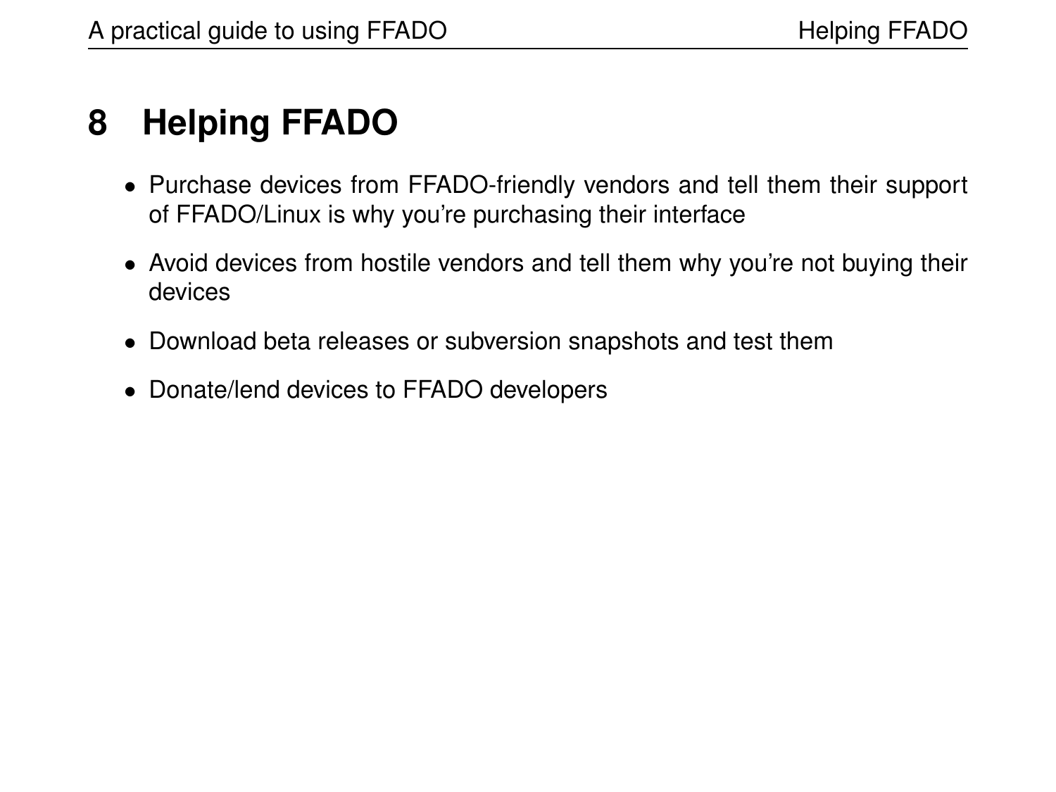# 8 Helping FFADO

- Purchase devices from FFADO-friendly vendors and tell them their support of FFADO/Linux is why you're purchasing their interface
- Avoid devices from hostile vendors and tell them why you're not buying their devices
- Download beta releases or subversion snapshots and test them
- Donate/lend devices to FFADO developers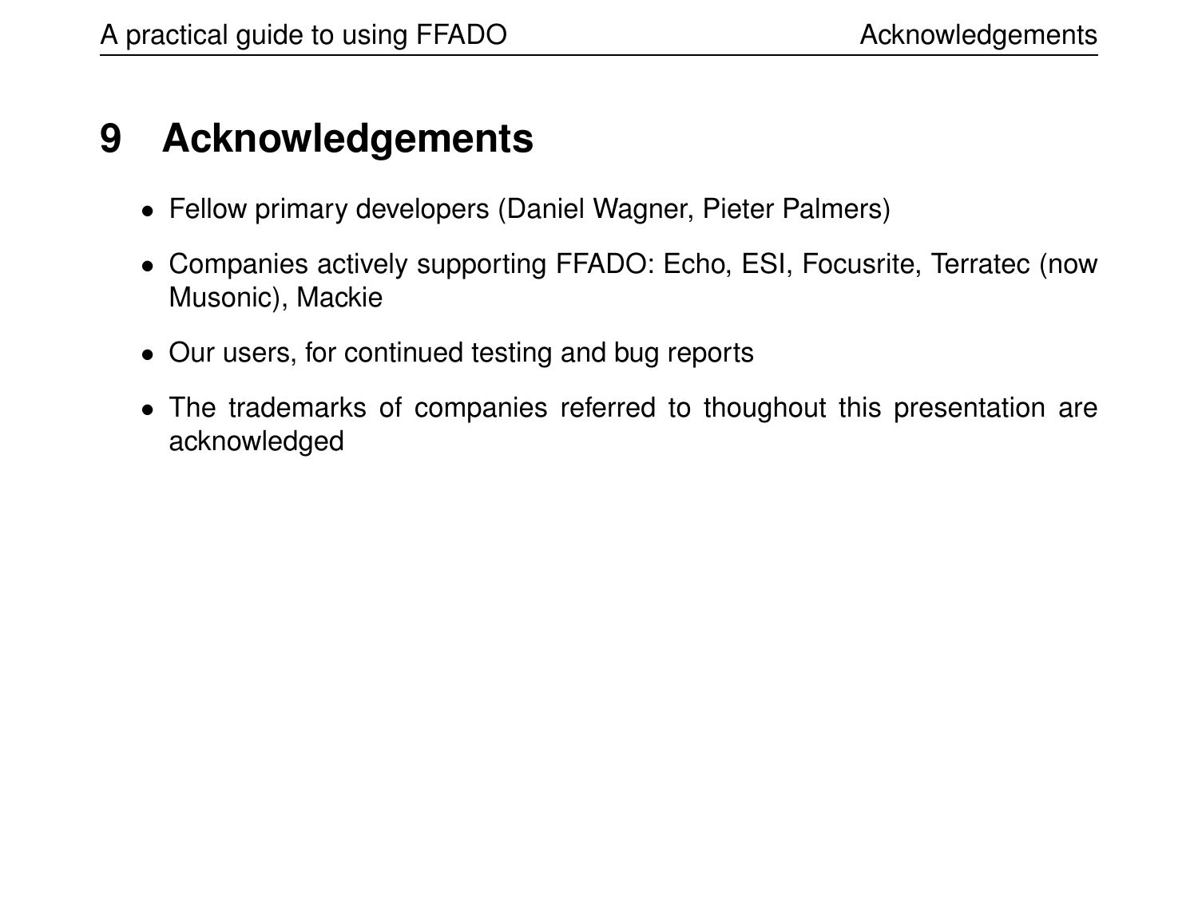# 9 Acknowledgements

- Fellow primary developers (Daniel Wagner, Pieter Palmers)
- Companies actively supporting FFADO: Echo, ESI, Focusrite, Terratec (now Musonic), Mackie
- Our users, for continued testing and bug reports
- The trademarks of companies referred to thoughout this presentation are acknowledged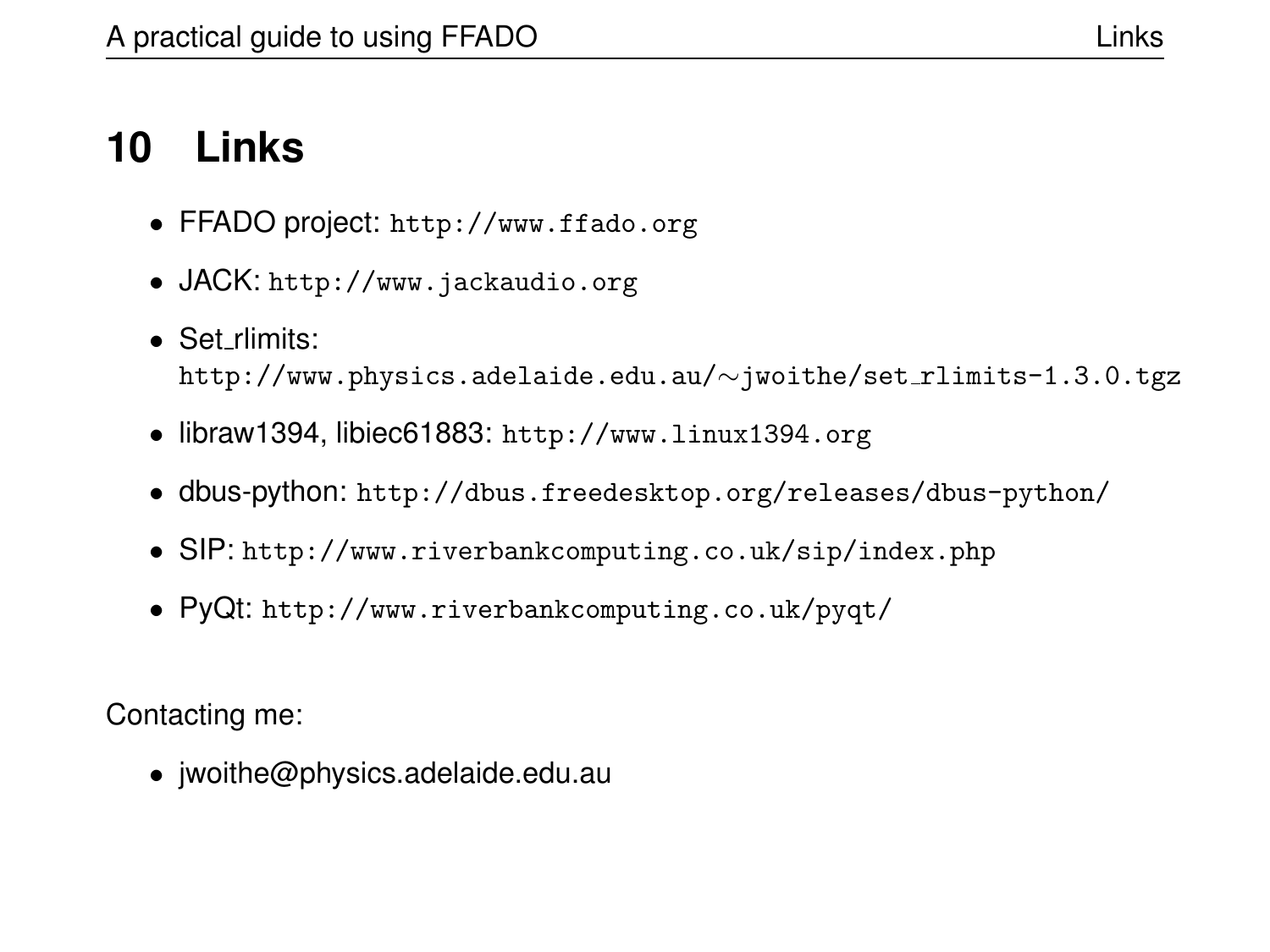## 10 Links

- FFADO project: `http://www.ffado.org`
- JACK: `http://www.jackaudio.org`
- Set_rlimits: `http://www.physics.adelaide.edu.au/~jwoithe/set_rlimits-1.3.0.tgz`
- libraw1394, libiec61883: `http://www.linux1394.org`
- dbus-python: `http://dbus.freedesktop.org/releases/dbus-python/`
- SIP: `http://www.riverbankcomputing.co.uk/sip/index.php`
- PyQt: `http://www.riverbankcomputing.co.uk/pyqt/`

Contacting me:

- jwoithe@physics.adelaide.edu.au